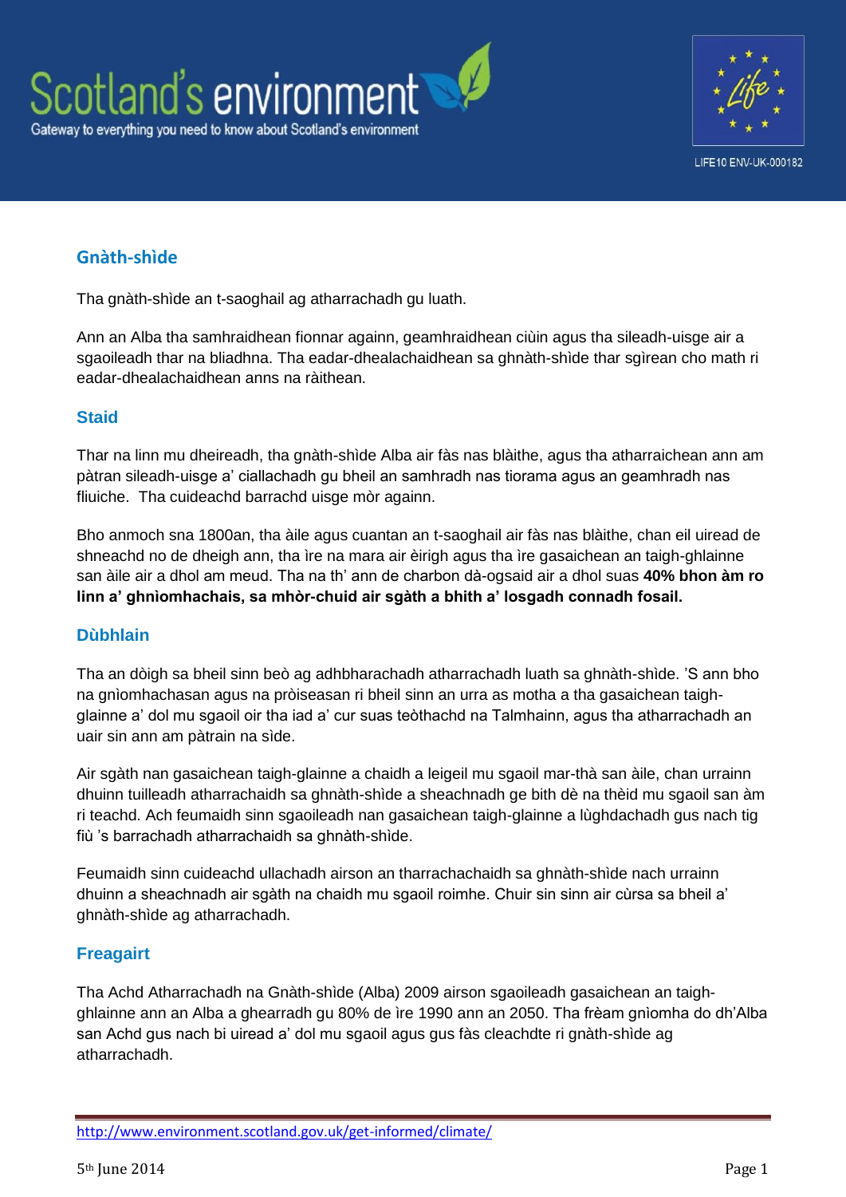## Gnàth-shìde

Tha gnàth-shìde an t-saoghail ag atharrachadh gu luath.

Ann an Alba tha samhraidhean fionnar againn, geamhraidhean ciùin agus tha sileadh-uisge air a sgaoileadh thar na bliadhna. Tha eadar-dhealachaidhean sa ghnàth-shìde thar sgìrean cho math ri eadar-dhealachaidhean anns na ràithean.

### Staid

Thar na linn mu dheireadh, tha gnàth-shìde Alba air fàs nas blàithe, agus tha atharraichean ann am pàtran sileadh-uisge a' ciallachadh gu bheil an samhradh nas tiorama agus an geamhradh nas fliuiche. Tha cuideachd barrachd uisge mòr againn.

Bho anmoch sna 1800an, tha àile agus cuantan an t-saoghail air fàs nas blàithe, chan eil uiread de shneachd no de dheigh ann, tha ìre na mara air èirigh agus tha ìre gasaichean an taigh-ghlainne san àile air a dhol am meud. Tha na th' ann de charbon dà-ogsaid air a dhol suas **40% bhon àm ro linn a' ghnìomhachais, sa mhòr-chuid air sgàth a bhith a' losgadh connadh fosail.**

### Dùbhlain

Tha an dòigh sa bheil sinn beò ag adhbharachadh atharrachadh luath sa ghnàth-shìde. 'S ann bho na gnìomhachasan agus na pròiseasan ri bheil sinn an urra as motha a tha gasaichean taigh-glainne a' dol mu sgaoil oir tha iad a' cur suas teòthachd na Talmhainn, agus tha atharrachadh an uair sin ann am pàtrain na sìde.

Air sgàth nan gasaichean taigh-glainne a chaidh a leigeil mu sgaoil mar-thà san àile, chan urrainn dhuinn tuilleadh atharrachaidh sa ghnàth-shìde a sheachnadh ge bith dè na thèid mu sgaoil san àm ri teachd. Ach feumaidh sinn sgaoileadh nan gasaichean taigh-glainne a lùghdachadh gus nach tig fiù 's barrachadh atharrachaidh sa ghnàth-shìde.

Feumaidh sinn cuideachd ullachadh airson an tharrachachaidh sa ghnàth-shìde nach urrainn dhuinn a sheachnadh air sgàth na chaidh mu sgaoil roimhe. Chuir sin sinn air cùrsa sa bheil a' ghnàth-shìde ag atharrachadh.

### Freagairt

Tha Achd Atharrachadh na Gnàth-shìde (Alba) 2009 airson sgaoileadh gasaichean an taigh-ghlainne ann an Alba a ghearradh gu 80% de ìre 1990 ann an 2050. Tha frèam gnìomha do dh'Alba san Achd gus nach bi uiread a' dol mu sgaoil agus gus fàs cleachdte ri gnàth-shìde ag atharrachadh.

http://www.environment.scotland.gov.uk/get-informed/climate/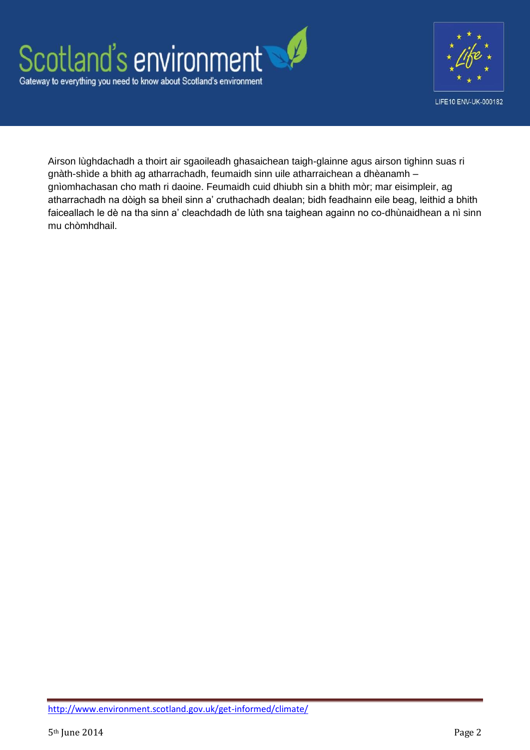Airson lùghdachadh a thoirt air sgaoileadh ghasaichean taigh-glainne agus airson tighinn suas ri gnàth-shìde a bhith ag atharrachadh, feumaidh sinn uile atharraichean a dhèanamh – gnìomhachasan cho math ri daoine. Feumaidh cuid dhiubh sin a bhith mòr; mar eisimpleir, ag atharrachadh na dòigh sa bheil sinn a' cruthachadh dealan; bidh feadhainn eile beag, leithid a bhith faiceallach le dè na tha sinn a' cleachdadh de lùth sna taighean againn no co-dhùnaidhean a nì sinn mu chòmhdhail.